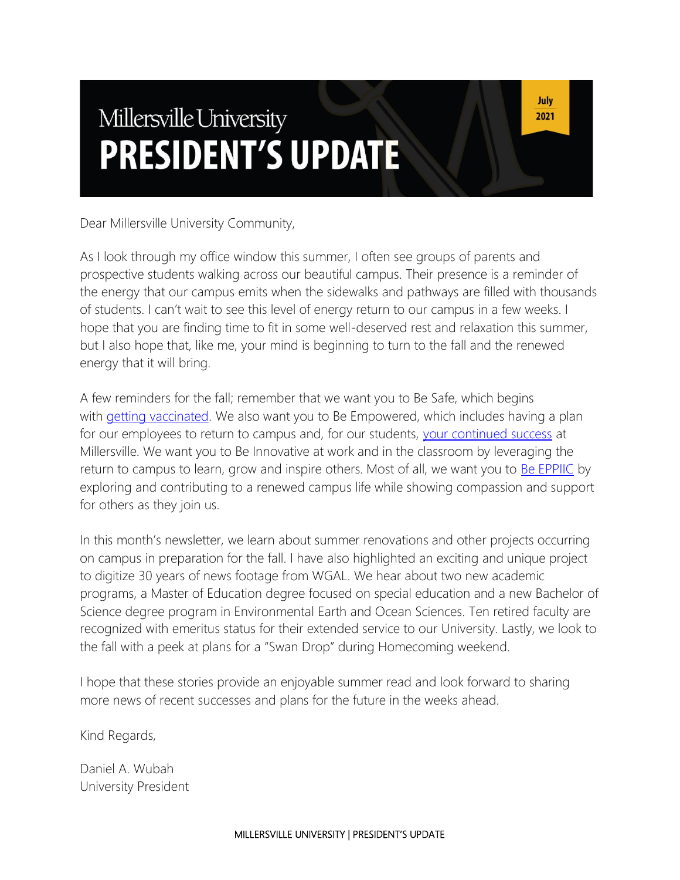# Millersville University
# PRESIDENT'S UPDATE

July 2021

Dear Millersville University Community,

As I look through my office window this summer, I often see groups of parents and prospective students walking across our beautiful campus. Their presence is a reminder of the energy that our campus emits when the sidewalks and pathways are filled with thousands of students. I can't wait to see this level of energy return to our campus in a few weeks. I hope that you are finding time to fit in some well-deserved rest and relaxation this summer, but I also hope that, like me, your mind is beginning to turn to the fall and the renewed energy that it will bring.

A few reminders for the fall; remember that we want you to Be Safe, which begins with getting vaccinated. We also want you to Be Empowered, which includes having a plan for our employees to return to campus and, for our students, your continued success at Millersville. We want you to Be Innovative at work and in the classroom by leveraging the return to campus to learn, grow and inspire others. Most of all, we want you to Be EPPIIC by exploring and contributing to a renewed campus life while showing compassion and support for others as they join us.

In this month's newsletter, we learn about summer renovations and other projects occurring on campus in preparation for the fall. I have also highlighted an exciting and unique project to digitize 30 years of news footage from WGAL. We hear about two new academic programs, a Master of Education degree focused on special education and a new Bachelor of Science degree program in Environmental Earth and Ocean Sciences. Ten retired faculty are recognized with emeritus status for their extended service to our University. Lastly, we look to the fall with a peek at plans for a "Swan Drop" during Homecoming weekend.

I hope that these stories provide an enjoyable summer read and look forward to sharing more news of recent successes and plans for the future in the weeks ahead.

Kind Regards,

Daniel A. Wubah  
University President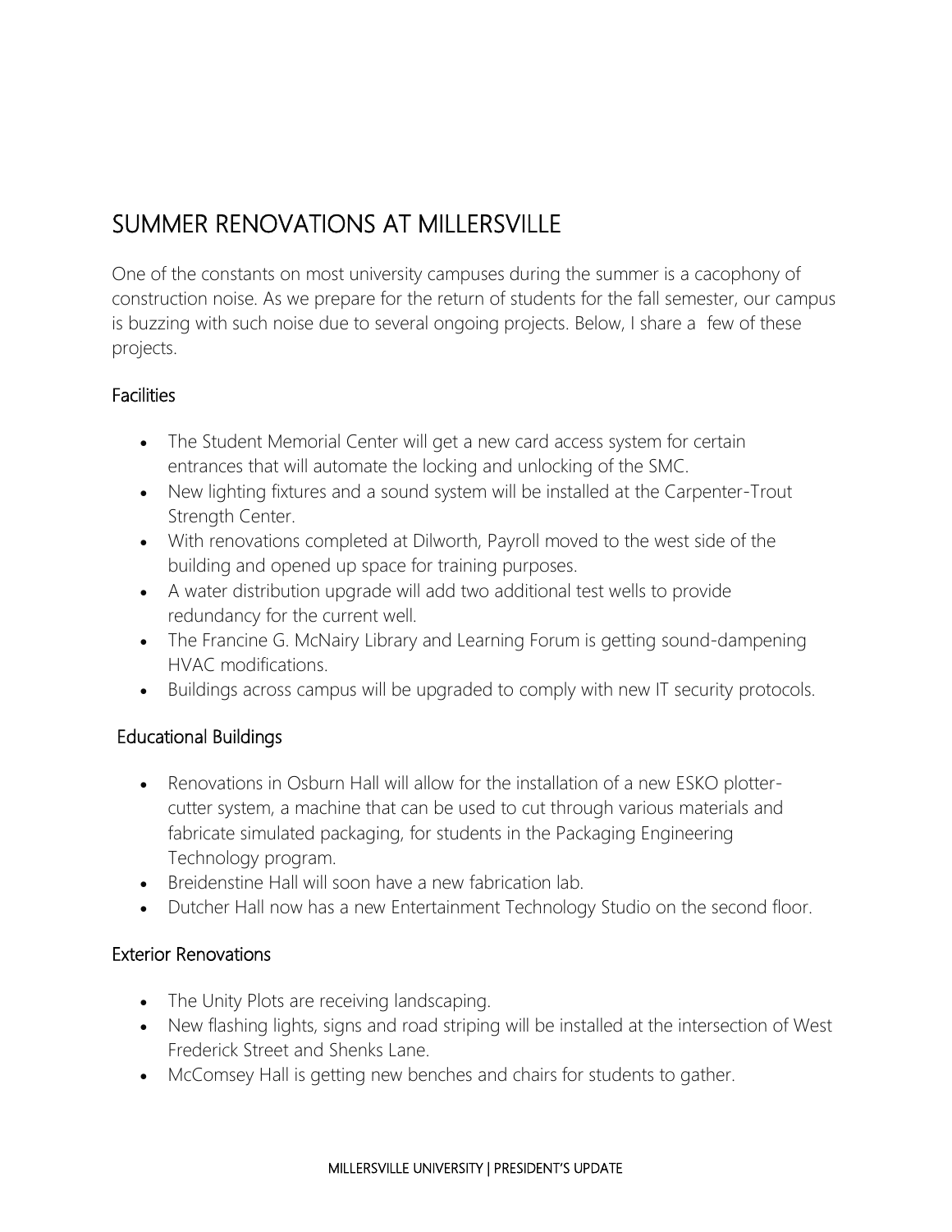# SUMMER RENOVATIONS AT MILLERSVILLE

One of the constants on most university campuses during the summer is a cacophony of construction noise. As we prepare for the return of students for the fall semester, our campus is buzzing with such noise due to several ongoing projects. Below, I share a few of these projects.

## Facilities

- The Student Memorial Center will get a new card access system for certain entrances that will automate the locking and unlocking of the SMC.
- New lighting fixtures and a sound system will be installed at the Carpenter-Trout Strength Center.
- With renovations completed at Dilworth, Payroll moved to the west side of the building and opened up space for training purposes.
- A water distribution upgrade will add two additional test wells to provide redundancy for the current well.
- The Francine G. McNairy Library and Learning Forum is getting sound-dampening HVAC modifications.
- Buildings across campus will be upgraded to comply with new IT security protocols.

## Educational Buildings

- Renovations in Osburn Hall will allow for the installation of a new ESKO plotter-cutter system, a machine that can be used to cut through various materials and fabricate simulated packaging, for students in the Packaging Engineering Technology program.
- Breidenstine Hall will soon have a new fabrication lab.
- Dutcher Hall now has a new Entertainment Technology Studio on the second floor.

## Exterior Renovations

- The Unity Plots are receiving landscaping.
- New flashing lights, signs and road striping will be installed at the intersection of West Frederick Street and Shenks Lane.
- McComsey Hall is getting new benches and chairs for students to gather.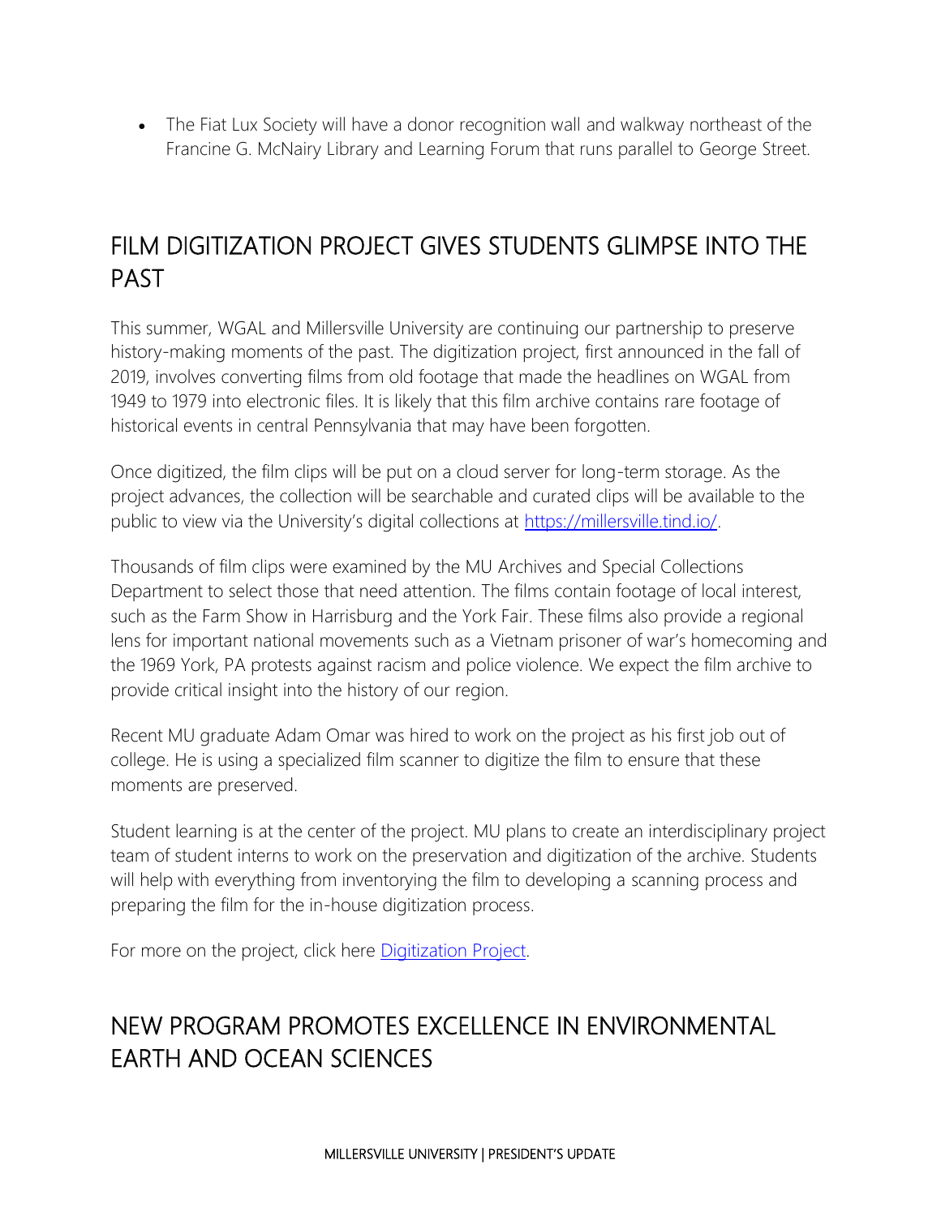- The Fiat Lux Society will have a donor recognition wall and walkway northeast of the Francine G. McNairy Library and Learning Forum that runs parallel to George Street.

## FILM DIGITIZATION PROJECT GIVES STUDENTS GLIMPSE INTO THE PAST

This summer, WGAL and Millersville University are continuing our partnership to preserve history-making moments of the past. The digitization project, first announced in the fall of 2019, involves converting films from old footage that made the headlines on WGAL from 1949 to 1979 into electronic files. It is likely that this film archive contains rare footage of historical events in central Pennsylvania that may have been forgotten.

Once digitized, the film clips will be put on a cloud server for long-term storage. As the project advances, the collection will be searchable and curated clips will be available to the public to view via the University's digital collections at [https://millersville.tind.io/](https://millersville.tind.io/).

Thousands of film clips were examined by the MU Archives and Special Collections Department to select those that need attention. The films contain footage of local interest, such as the Farm Show in Harrisburg and the York Fair. These films also provide a regional lens for important national movements such as a Vietnam prisoner of war's homecoming and the 1969 York, PA protests against racism and police violence. We expect the film archive to provide critical insight into the history of our region.

Recent MU graduate Adam Omar was hired to work on the project as his first job out of college. He is using a specialized film scanner to digitize the film to ensure that these moments are preserved.

Student learning is at the center of the project. MU plans to create an interdisciplinary project team of student interns to work on the preservation and digitization of the archive. Students will help with everything from inventorying the film to developing a scanning process and preparing the film for the in-house digitization process.

For more on the project, click here Digitization Project.

## NEW PROGRAM PROMOTES EXCELLENCE IN ENVIRONMENTAL EARTH AND OCEAN SCIENCES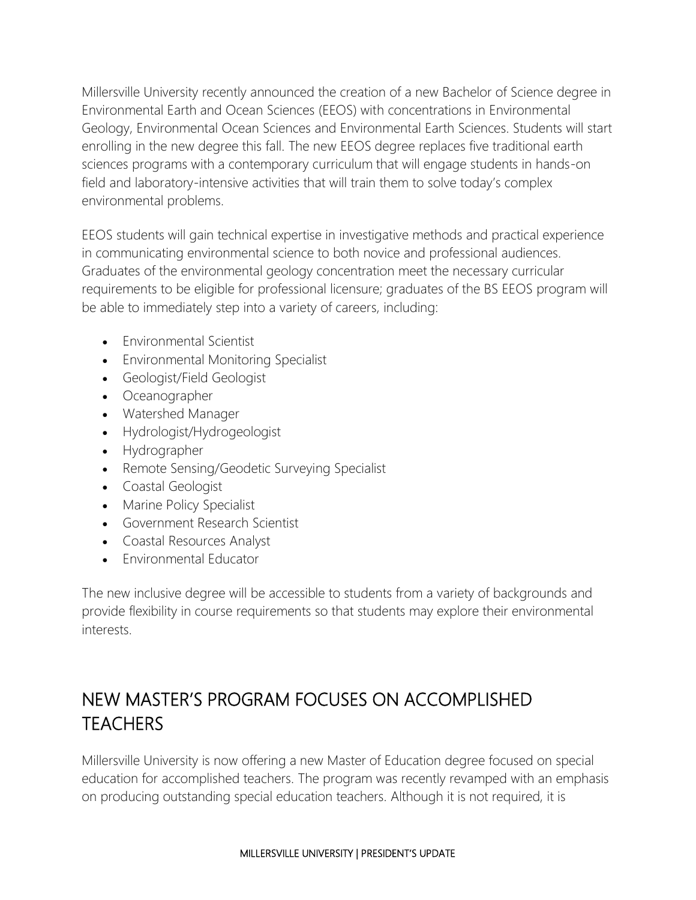Millersville University recently announced the creation of a new Bachelor of Science degree in Environmental Earth and Ocean Sciences (EEOS) with concentrations in Environmental Geology, Environmental Ocean Sciences and Environmental Earth Sciences. Students will start enrolling in the new degree this fall. The new EEOS degree replaces five traditional earth sciences programs with a contemporary curriculum that will engage students in hands-on field and laboratory-intensive activities that will train them to solve today's complex environmental problems.

EEOS students will gain technical expertise in investigative methods and practical experience in communicating environmental science to both novice and professional audiences. Graduates of the environmental geology concentration meet the necessary curricular requirements to be eligible for professional licensure; graduates of the BS EEOS program will be able to immediately step into a variety of careers, including:

- Environmental Scientist
- Environmental Monitoring Specialist
- Geologist/Field Geologist
- Oceanographer
- Watershed Manager
- Hydrologist/Hydrogeologist
- Hydrographer
- Remote Sensing/Geodetic Surveying Specialist
- Coastal Geologist
- Marine Policy Specialist
- Government Research Scientist
- Coastal Resources Analyst
- Environmental Educator

The new inclusive degree will be accessible to students from a variety of backgrounds and provide flexibility in course requirements so that students may explore their environmental interests.

## NEW MASTER'S PROGRAM FOCUSES ON ACCOMPLISHED TEACHERS

Millersville University is now offering a new Master of Education degree focused on special education for accomplished teachers. The program was recently revamped with an emphasis on producing outstanding special education teachers. Although it is not required, it is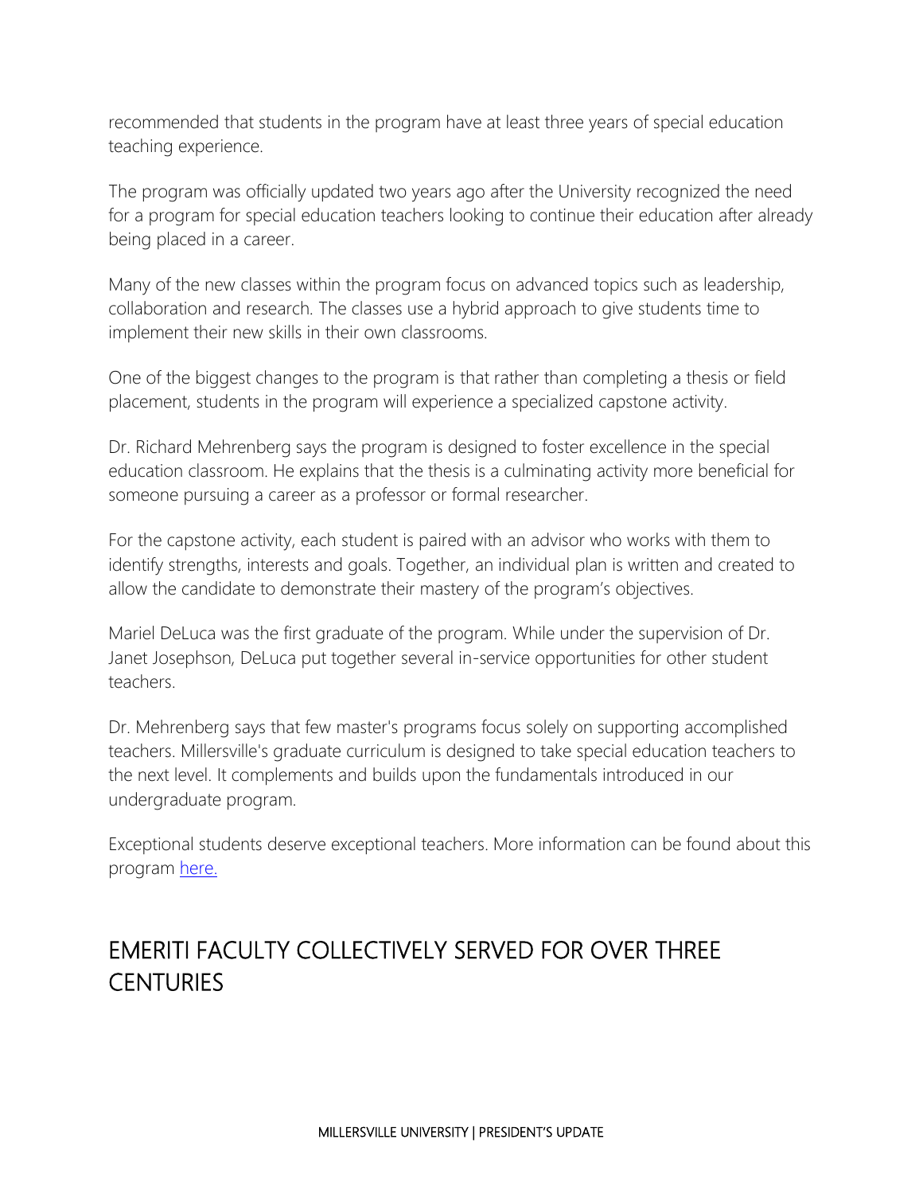recommended that students in the program have at least three years of special education teaching experience.

The program was officially updated two years ago after the University recognized the need for a program for special education teachers looking to continue their education after already being placed in a career.

Many of the new classes within the program focus on advanced topics such as leadership, collaboration and research. The classes use a hybrid approach to give students time to implement their new skills in their own classrooms.

One of the biggest changes to the program is that rather than completing a thesis or field placement, students in the program will experience a specialized capstone activity.

Dr. Richard Mehrenberg says the program is designed to foster excellence in the special education classroom. He explains that the thesis is a culminating activity more beneficial for someone pursuing a career as a professor or formal researcher.

For the capstone activity, each student is paired with an advisor who works with them to identify strengths, interests and goals. Together, an individual plan is written and created to allow the candidate to demonstrate their mastery of the program's objectives.

Mariel DeLuca was the first graduate of the program. While under the supervision of Dr. Janet Josephson, DeLuca put together several in-service opportunities for other student teachers.

Dr. Mehrenberg says that few master's programs focus solely on supporting accomplished teachers. Millersville's graduate curriculum is designed to take special education teachers to the next level. It complements and builds upon the fundamentals introduced in our undergraduate program.

Exceptional students deserve exceptional teachers. More information can be found about this program [here.]

## EMERITI FACULTY COLLECTIVELY SERVED FOR OVER THREE CENTURIES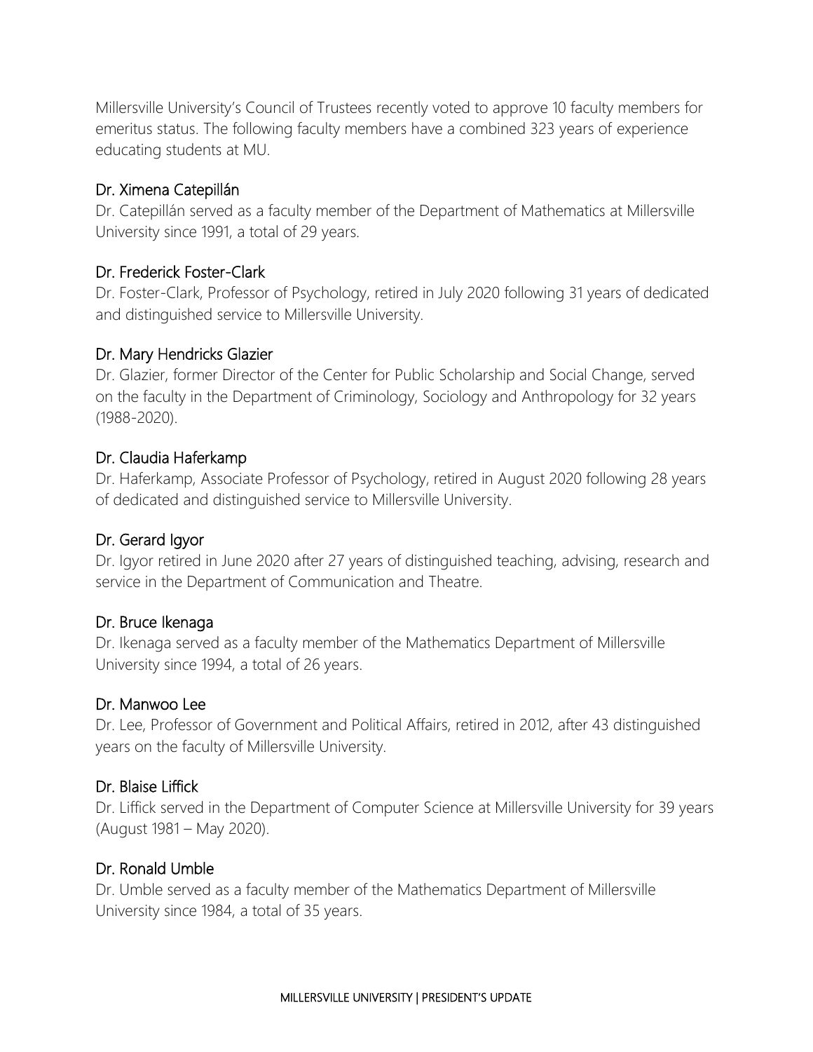Millersville University's Council of Trustees recently voted to approve 10 faculty members for emeritus status. The following faculty members have a combined 323 years of experience educating students at MU.

### Dr. Ximena Catepillán

Dr. Catepillán served as a faculty member of the Department of Mathematics at Millersville University since 1991, a total of 29 years.

### Dr. Frederick Foster-Clark

Dr. Foster-Clark, Professor of Psychology, retired in July 2020 following 31 years of dedicated and distinguished service to Millersville University.

### Dr. Mary Hendricks Glazier

Dr. Glazier, former Director of the Center for Public Scholarship and Social Change, served on the faculty in the Department of Criminology, Sociology and Anthropology for 32 years (1988-2020).

### Dr. Claudia Haferkamp

Dr. Haferkamp, Associate Professor of Psychology, retired in August 2020 following 28 years of dedicated and distinguished service to Millersville University.

### Dr. Gerard Igyor

Dr. Igyor retired in June 2020 after 27 years of distinguished teaching, advising, research and service in the Department of Communication and Theatre.

### Dr. Bruce Ikenaga

Dr. Ikenaga served as a faculty member of the Mathematics Department of Millersville University since 1994, a total of 26 years.

### Dr. Manwoo Lee

Dr. Lee, Professor of Government and Political Affairs, retired in 2012, after 43 distinguished years on the faculty of Millersville University.

### Dr. Blaise Liffick

Dr. Liffick served in the Department of Computer Science at Millersville University for 39 years (August 1981 – May 2020).

### Dr. Ronald Umble

Dr. Umble served as a faculty member of the Mathematics Department of Millersville University since 1984, a total of 35 years.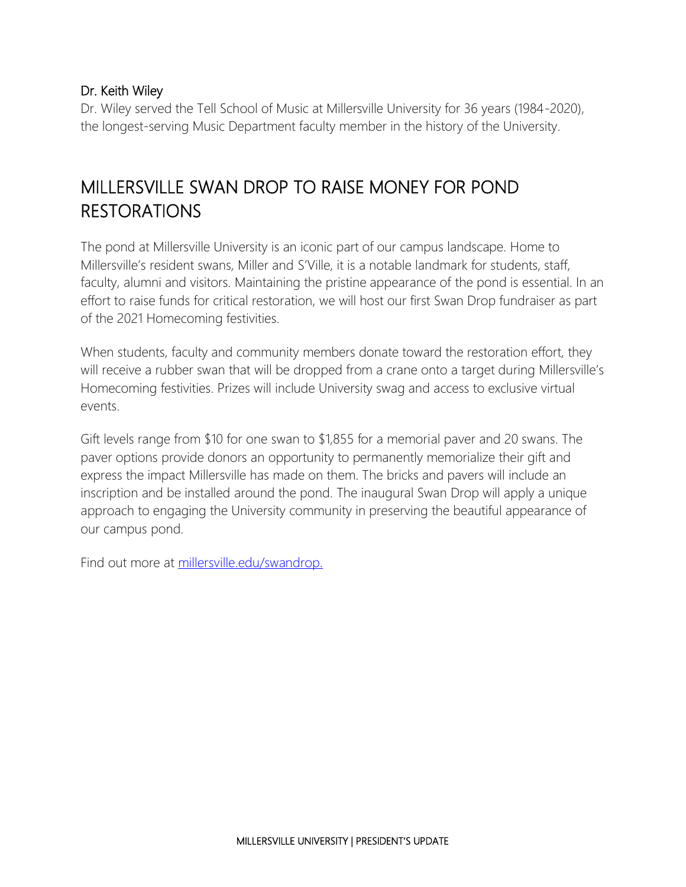**Dr. Keith Wiley**

Dr. Wiley served the Tell School of Music at Millersville University for 36 years (1984-2020), the longest-serving Music Department faculty member in the history of the University.

## MILLERSVILLE SWAN DROP TO RAISE MONEY FOR POND RESTORATIONS

The pond at Millersville University is an iconic part of our campus landscape. Home to Millersville's resident swans, Miller and S'Ville, it is a notable landmark for students, staff, faculty, alumni and visitors. Maintaining the pristine appearance of the pond is essential. In an effort to raise funds for critical restoration, we will host our first Swan Drop fundraiser as part of the 2021 Homecoming festivities.

When students, faculty and community members donate toward the restoration effort, they will receive a rubber swan that will be dropped from a crane onto a target during Millersville's Homecoming festivities. Prizes will include University swag and access to exclusive virtual events.

Gift levels range from $10 for one swan to $1,855 for a memorial paver and 20 swans. The paver options provide donors an opportunity to permanently memorialize their gift and express the impact Millersville has made on them. The bricks and pavers will include an inscription and be installed around the pond. The inaugural Swan Drop will apply a unique approach to engaging the University community in preserving the beautiful appearance of our campus pond.

Find out more at [millersville.edu/swandrop.](millersville.edu/swandrop)